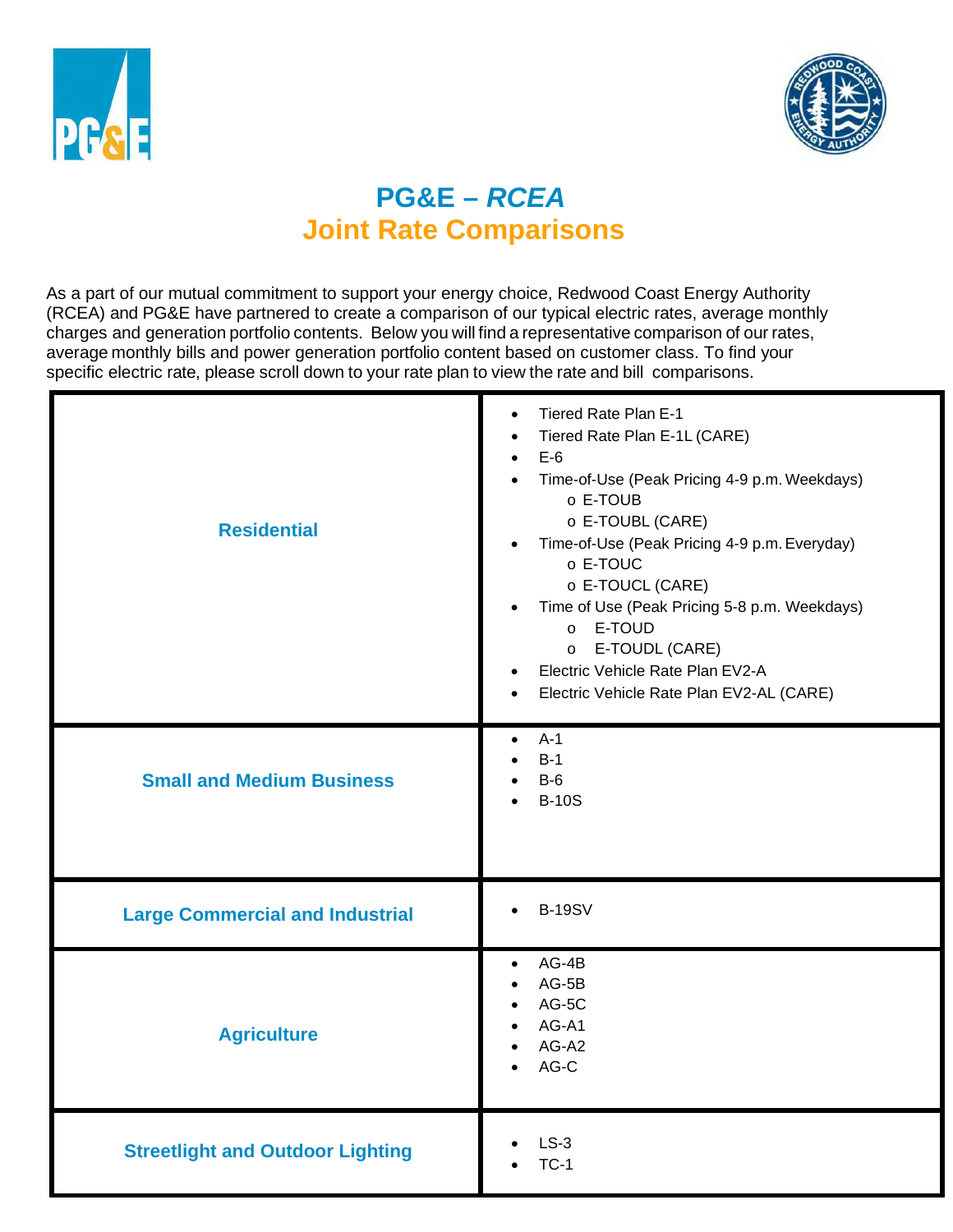# PG&E – *RCEA*

## Joint Rate Comparisons

As a part of our mutual commitment to support your energy choice, Redwood Coast Energy Authority (RCEA) and PG&E have partnered to create a comparison of our typical electric rates, average monthly charges and generation portfolio contents. Below you will find a representative comparison of our rates, average monthly bills and power generation portfolio content based on customer class. To find your specific electric rate, please scroll down to your rate plan to view the rate and bill comparisons.

| Customer Class | Rate Plans |
|---|---|
| **Residential** | • Tiered Rate Plan E-1<br>• Tiered Rate Plan E-1L (CARE)<br>• E-6<br>• Time-of-Use (Peak Pricing 4-9 p.m. Weekdays)<br>  o E-TOUB<br>  o E-TOUBL (CARE)<br>• Time-of-Use (Peak Pricing 4-9 p.m. Everyday)<br>  o E-TOUC<br>  o E-TOUCL (CARE)<br>• Time of Use (Peak Pricing 5-8 p.m. Weekdays)<br>  o E-TOUD<br>  o E-TOUDL (CARE)<br>• Electric Vehicle Rate Plan EV2-A<br>• Electric Vehicle Rate Plan EV2-AL (CARE) |
| **Small and Medium Business** | • A-1<br>• B-1<br>• B-6<br>• B-10S |
| **Large Commercial and Industrial** | • B-19SV |
| **Agriculture** | • AG-4B<br>• AG-5B<br>• AG-5C<br>• AG-A1<br>• AG-A2<br>• AG-C |
| **Streetlight and Outdoor Lighting** | • LS-3<br>• TC-1 |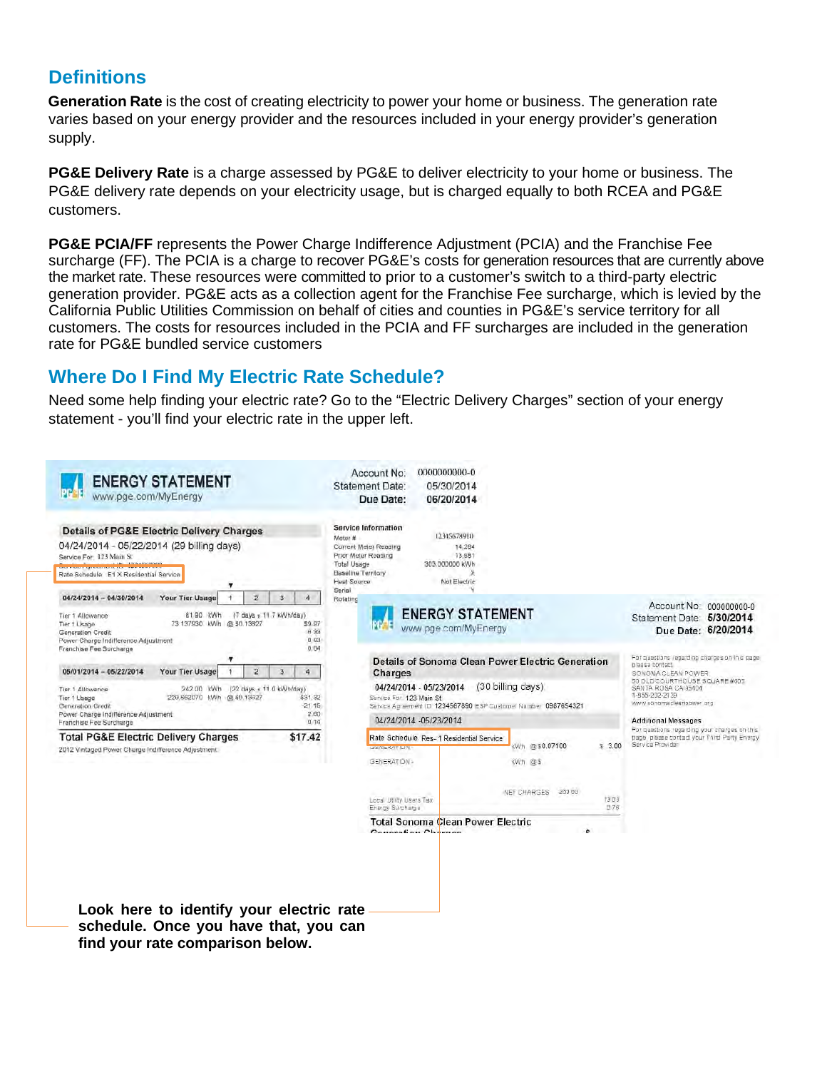## Definitions

**Generation Rate** is the cost of creating electricity to power your home or business. The generation rate varies based on your energy provider and the resources included in your energy provider's generation supply.

**PG&E Delivery Rate** is a charge assessed by PG&E to deliver electricity to your home or business. The PG&E delivery rate depends on your electricity usage, but is charged equally to both RCEA and PG&E customers.

**PG&E PCIA/FF** represents the Power Charge Indifference Adjustment (PCIA) and the Franchise Fee surcharge (FF). The PCIA is a charge to recover PG&E's costs for generation resources that are currently above the market rate. These resources were committed to prior to a customer's switch to a third-party electric generation provider. PG&E acts as a collection agent for the Franchise Fee surcharge, which is levied by the California Public Utilities Commission on behalf of cities and counties in PG&E's service territory for all customers. The costs for resources included in the PCIA and FF surcharges are included in the generation rate for PG&E bundled service customers

## Where Do I Find My Electric Rate Schedule?

Need some help finding your electric rate? Go to the "Electric Delivery Charges" section of your energy statement - you'll find your electric rate in the upper left.

**ENERGY STATEMENT**
www.pge.com/MyEnergy

Account No: 0000000000-0
Statement Date: 05/30/2014
Due Date: 06/20/2014

**Details of PG&E Electric Delivery Charges**
04/24/2014 - 05/22/2014 (29 billing days)
Service For: 123 Main St
Rate Schedule: E1 X Residential Service

| 04/24/2014 – 04/30/2014 | | | |
|---|---|---|---|
| Tier 1 Allowance | 81.90 kWh | (7 days x 11.7 kWh/day) | |
| Tier 1 Usage | 73.137930 kWh | @ $0.13827 | $9.87 |
| Generation Credit | | | -8.33 |
| Power Charge Indifference Adjustment | | | 0.63 |
| Franchise Fee Surcharge | | | 0.04 |

| 05/01/2014 – 05/22/2014 | | | |
|---|---|---|---|
| Tier 1 Allowance | 242.00 kWh | (22 days x 11.0 kWh/day) | |
| Tier 1 Usage | 229.862070 kWh | @ $0.13827 | $31.32 |
| Generation Credit | | | -21.15 |
| Power Charge Indifference Adjustment | | | 2.60 |
| Franchise Fee Surcharge | | | 0.14 |

**Total PG&E Electric Delivery Charges** **$17.42**

2012 Vintaged Power Charge Indifference Adjustment

Service Information
Meter # 1234567891
Current Meter Reading 14,284
Prior Meter Reading 13,981
Total Usage 303.000000 kWh
Baseline Territory X
Heat Source Not Electric
Serial Y
Rotating

**ENERGY STATEMENT**
www.pge.com/MyEnergy

Account No: 000000000-0
Statement Date: 5/30/2014
Due Date: 6/20/2014

**Details of Sonoma Clean Power Electric Generation Charges**
04/24/2014 - 05/23/2014 (30 billing days)
Service For: 123 Main St
Service Agreement ID: 1234567890 ESP Customer Number: 0987654321

04/24/2014 - 05/23/2014
Rate Schedule: Res-1 Residential Service

| | | | |
|---|---|---|---|
| GENERATION | kWh | @ $0.07100 | $ 3.00 |
| GENERATION - | kWh | @ $ | |
| NET CHARGES | 203.60 | | |
| Local Utility Users Tax | | | 13.03 |
| Energy Surcharge | | | 0.78 |

Total Sonoma Clean Power Electric Generation Charges $

For questions regarding charges on this page please contact:
SONOMA CLEAN POWER
50 OLD COURTHOUSE SQUARE #605
SANTA ROSA CA 95404
1-855-202-2139
www.sonomacleanpower.org

Additional Messages
For questions regarding your charges on this page, please contact your Third Party Energy Service Provider.

**Look here to identify your electric rate schedule. Once you have that, you can find your rate comparison below.**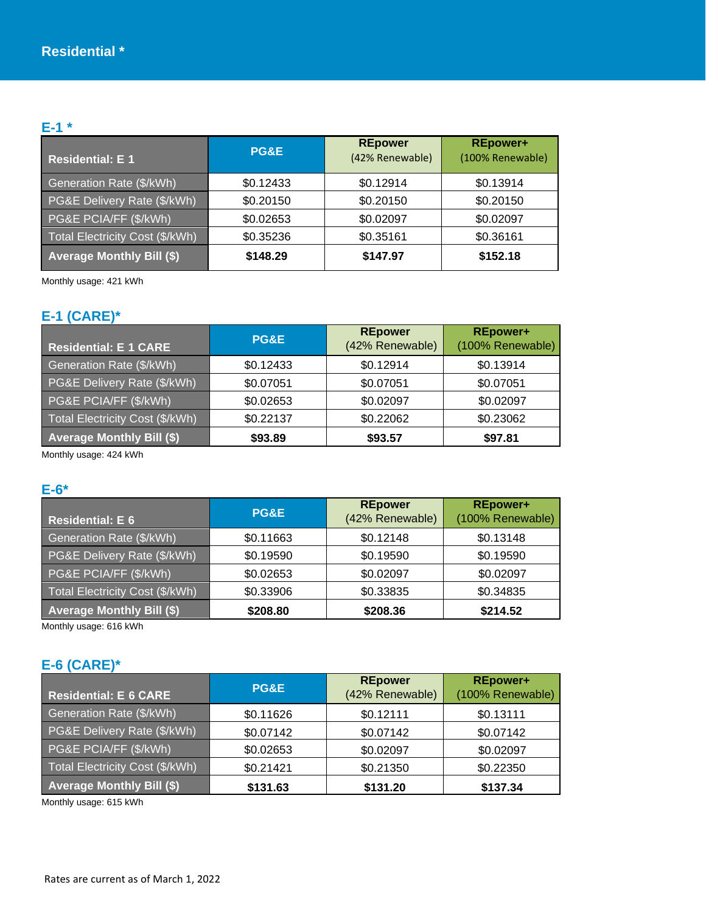# Residential *

## E-1 *

| Residential: E 1 | PG&E | REpower (42% Renewable) | REpower+ (100% Renewable) |
|---|---|---|---|
| Generation Rate ($/kWh) | $0.12433 | $0.12914 | $0.13914 |
| PG&E Delivery Rate ($/kWh) | $0.20150 | $0.20150 | $0.20150 |
| PG&E PCIA/FF ($/kWh) | $0.02653 | $0.02097 | $0.02097 |
| Total Electricity Cost ($/kWh) | $0.35236 | $0.35161 | $0.36161 |
| **Average Monthly Bill ($)** | **$148.29** | **$147.97** | **$152.18** |

Monthly usage: 421 kWh

## E-1 (CARE)*

| Residential: E 1 CARE | PG&E | REpower (42% Renewable) | REpower+ (100% Renewable) |
|---|---|---|---|
| Generation Rate ($/kWh) | $0.12433 | $0.12914 | $0.13914 |
| PG&E Delivery Rate ($/kWh) | $0.07051 | $0.07051 | $0.07051 |
| PG&E PCIA/FF ($/kWh) | $0.02653 | $0.02097 | $0.02097 |
| Total Electricity Cost ($/kWh) | $0.22137 | $0.22062 | $0.23062 |
| **Average Monthly Bill ($)** | **$93.89** | **$93.57** | **$97.81** |

Monthly usage: 424 kWh

## E-6*

| Residential: E 6 | PG&E | REpower (42% Renewable) | REpower+ (100% Renewable) |
|---|---|---|---|
| Generation Rate ($/kWh) | $0.11663 | $0.12148 | $0.13148 |
| PG&E Delivery Rate ($/kWh) | $0.19590 | $0.19590 | $0.19590 |
| PG&E PCIA/FF ($/kWh) | $0.02653 | $0.02097 | $0.02097 |
| Total Electricity Cost ($/kWh) | $0.33906 | $0.33835 | $0.34835 |
| **Average Monthly Bill ($)** | **$208.80** | **$208.36** | **$214.52** |

Monthly usage: 616 kWh

## E-6 (CARE)*

| Residential: E 6 CARE | PG&E | REpower (42% Renewable) | REpower+ (100% Renewable) |
|---|---|---|---|
| Generation Rate ($/kWh) | $0.11626 | $0.12111 | $0.13111 |
| PG&E Delivery Rate ($/kWh) | $0.07142 | $0.07142 | $0.07142 |
| PG&E PCIA/FF ($/kWh) | $0.02653 | $0.02097 | $0.02097 |
| Total Electricity Cost ($/kWh) | $0.21421 | $0.21350 | $0.22350 |
| **Average Monthly Bill ($)** | **$131.63** | **$131.20** | **$137.34** |

Monthly usage: 615 kWh

Rates are current as of March 1, 2022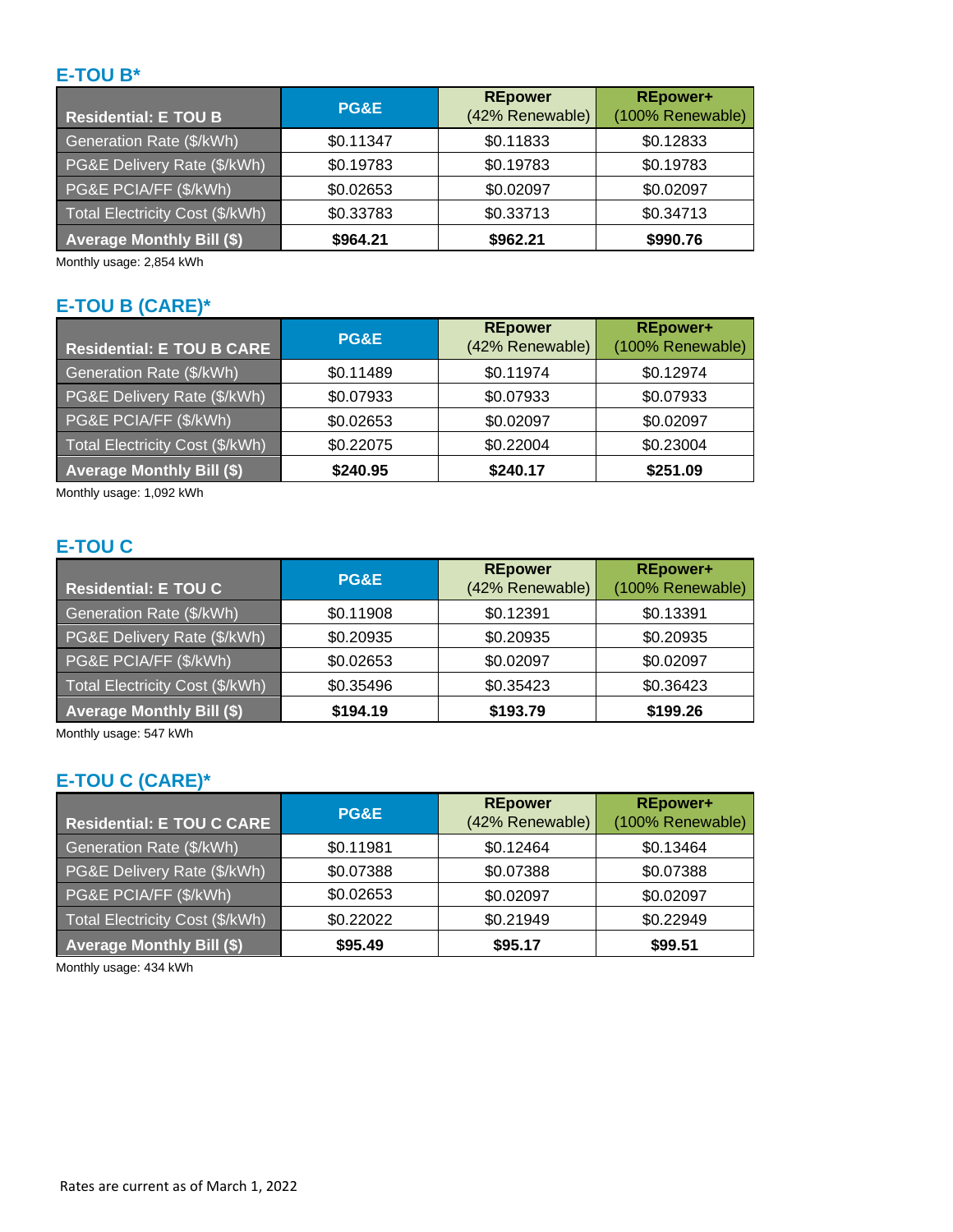## E-TOU B*

| Residential: E TOU B | PG&E | REpower (42% Renewable) | REpower+ (100% Renewable) |
|---|---|---|---|
| Generation Rate ($/kWh) | $0.11347 | $0.11833 | $0.12833 |
| PG&E Delivery Rate ($/kWh) | $0.19783 | $0.19783 | $0.19783 |
| PG&E PCIA/FF ($/kWh) | $0.02653 | $0.02097 | $0.02097 |
| Total Electricity Cost ($/kWh) | $0.33783 | $0.33713 | $0.34713 |
| **Average Monthly Bill ($)** | **$964.21** | **$962.21** | **$990.76** |

Monthly usage: 2,854 kWh

## E-TOU B (CARE)*

| Residential: E TOU B CARE | PG&E | REpower (42% Renewable) | REpower+ (100% Renewable) |
|---|---|---|---|
| Generation Rate ($/kWh) | $0.11489 | $0.11974 | $0.12974 |
| PG&E Delivery Rate ($/kWh) | $0.07933 | $0.07933 | $0.07933 |
| PG&E PCIA/FF ($/kWh) | $0.02653 | $0.02097 | $0.02097 |
| Total Electricity Cost ($/kWh) | $0.22075 | $0.22004 | $0.23004 |
| **Average Monthly Bill ($)** | **$240.95** | **$240.17** | **$251.09** |

Monthly usage: 1,092 kWh

## E-TOU C

| Residential: E TOU C | PG&E | REpower (42% Renewable) | REpower+ (100% Renewable) |
|---|---|---|---|
| Generation Rate ($/kWh) | $0.11908 | $0.12391 | $0.13391 |
| PG&E Delivery Rate ($/kWh) | $0.20935 | $0.20935 | $0.20935 |
| PG&E PCIA/FF ($/kWh) | $0.02653 | $0.02097 | $0.02097 |
| Total Electricity Cost ($/kWh) | $0.35496 | $0.35423 | $0.36423 |
| **Average Monthly Bill ($)** | **$194.19** | **$193.79** | **$199.26** |

Monthly usage: 547 kWh

## E-TOU C (CARE)*

| Residential: E TOU C CARE | PG&E | REpower (42% Renewable) | REpower+ (100% Renewable) |
|---|---|---|---|
| Generation Rate ($/kWh) | $0.11981 | $0.12464 | $0.13464 |
| PG&E Delivery Rate ($/kWh) | $0.07388 | $0.07388 | $0.07388 |
| PG&E PCIA/FF ($/kWh) | $0.02653 | $0.02097 | $0.02097 |
| Total Electricity Cost ($/kWh) | $0.22022 | $0.21949 | $0.22949 |
| **Average Monthly Bill ($)** | **$95.49** | **$95.17** | **$99.51** |

Monthly usage: 434 kWh

Rates are current as of March 1, 2022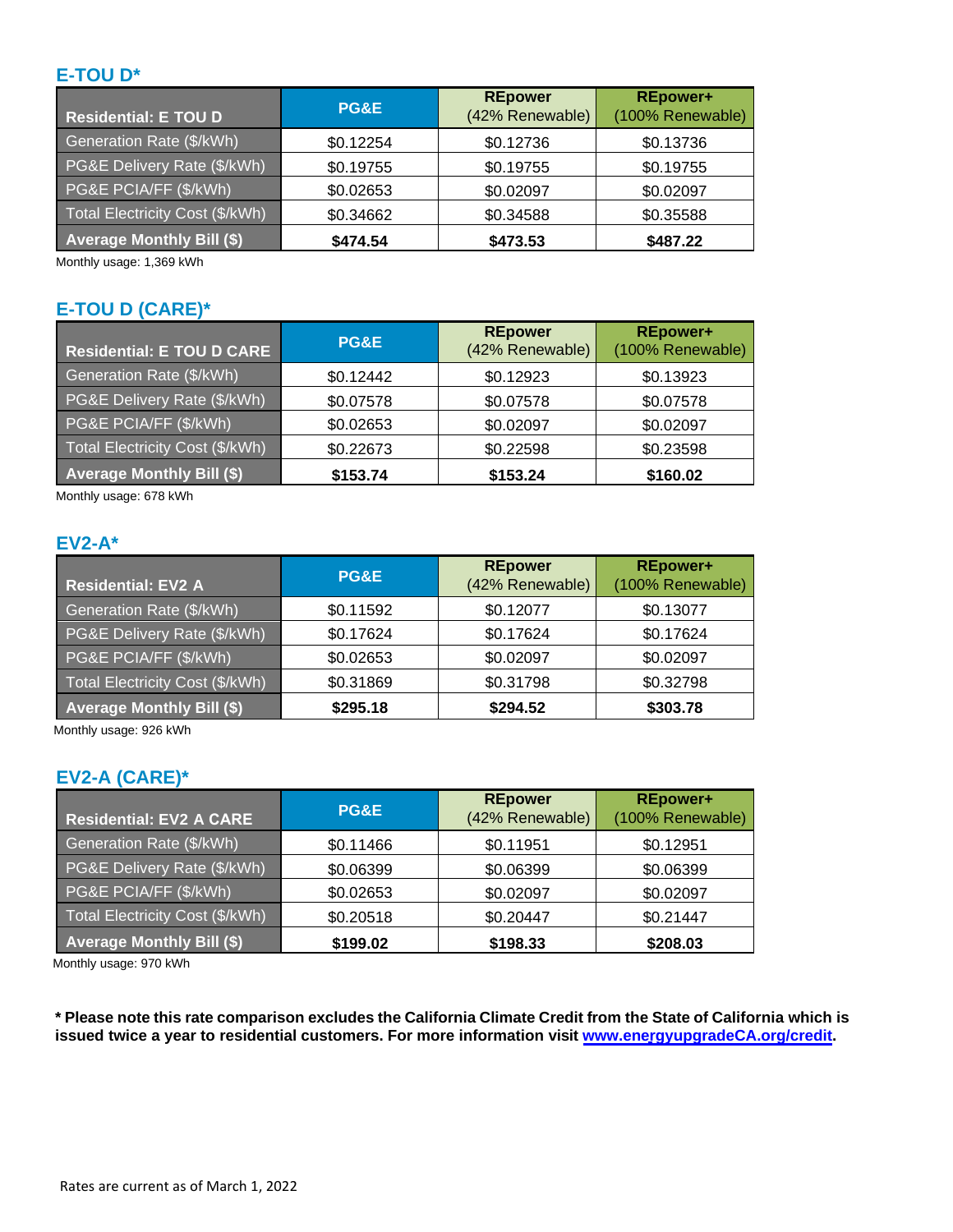## E-TOU D*

| Residential: E TOU D | PG&E | REpower (42% Renewable) | REpower+ (100% Renewable) |
|---|---|---|---|
| Generation Rate ($/kWh) | $0.12254 | $0.12736 | $0.13736 |
| PG&E Delivery Rate ($/kWh) | $0.19755 | $0.19755 | $0.19755 |
| PG&E PCIA/FF ($/kWh) | $0.02653 | $0.02097 | $0.02097 |
| Total Electricity Cost ($/kWh) | $0.34662 | $0.34588 | $0.35588 |
| **Average Monthly Bill ($)** | **$474.54** | **$473.53** | **$487.22** |

Monthly usage: 1,369 kWh

## E-TOU D (CARE)*

| Residential: E TOU D CARE | PG&E | REpower (42% Renewable) | REpower+ (100% Renewable) |
|---|---|---|---|
| Generation Rate ($/kWh) | $0.12442 | $0.12923 | $0.13923 |
| PG&E Delivery Rate ($/kWh) | $0.07578 | $0.07578 | $0.07578 |
| PG&E PCIA/FF ($/kWh) | $0.02653 | $0.02097 | $0.02097 |
| Total Electricity Cost ($/kWh) | $0.22673 | $0.22598 | $0.23598 |
| **Average Monthly Bill ($)** | **$153.74** | **$153.24** | **$160.02** |

Monthly usage: 678 kWh

## EV2-A*

| Residential: EV2 A | PG&E | REpower (42% Renewable) | REpower+ (100% Renewable) |
|---|---|---|---|
| Generation Rate ($/kWh) | $0.11592 | $0.12077 | $0.13077 |
| PG&E Delivery Rate ($/kWh) | $0.17624 | $0.17624 | $0.17624 |
| PG&E PCIA/FF ($/kWh) | $0.02653 | $0.02097 | $0.02097 |
| Total Electricity Cost ($/kWh) | $0.31869 | $0.31798 | $0.32798 |
| **Average Monthly Bill ($)** | **$295.18** | **$294.52** | **$303.78** |

Monthly usage: 926 kWh

## EV2-A (CARE)*

| Residential: EV2 A CARE | PG&E | REpower (42% Renewable) | REpower+ (100% Renewable) |
|---|---|---|---|
| Generation Rate ($/kWh) | $0.11466 | $0.11951 | $0.12951 |
| PG&E Delivery Rate ($/kWh) | $0.06399 | $0.06399 | $0.06399 |
| PG&E PCIA/FF ($/kWh) | $0.02653 | $0.02097 | $0.02097 |
| Total Electricity Cost ($/kWh) | $0.20518 | $0.20447 | $0.21447 |
| **Average Monthly Bill ($)** | **$199.02** | **$198.33** | **$208.03** |

Monthly usage: 970 kWh

**\* Please note this rate comparison excludes the California Climate Credit from the State of California which is issued twice a year to residential customers. For more information visit [www.energyupgradeCA.org/credit](www.energyupgradeCA.org/credit).**

Rates are current as of March 1, 2022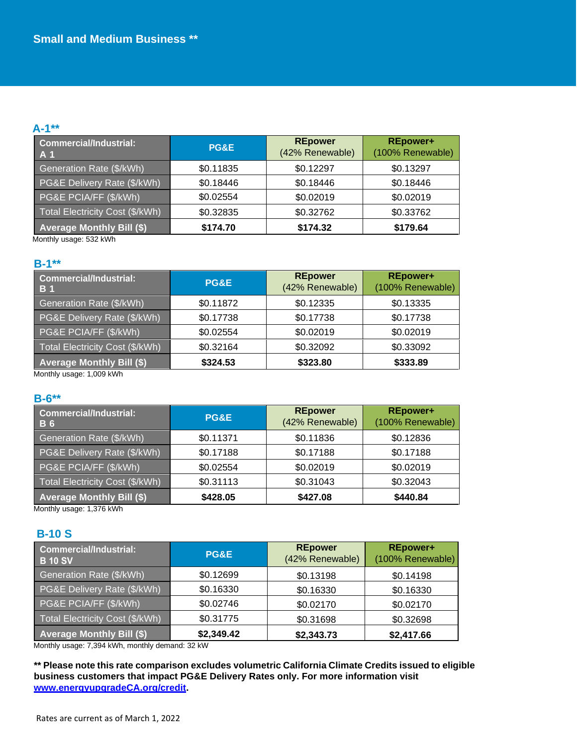# Small and Medium Business **

### A-1**

| Commercial/Industrial: A 1 | PG&E | REpower (42% Renewable) | REpower+ (100% Renewable) |
|---|---|---|---|
| Generation Rate ($/kWh) | $0.11835 | $0.12297 | $0.13297 |
| PG&E Delivery Rate ($/kWh) | $0.18446 | $0.18446 | $0.18446 |
| PG&E PCIA/FF ($/kWh) | $0.02554 | $0.02019 | $0.02019 |
| Total Electricity Cost ($/kWh) | $0.32835 | $0.32762 | $0.33762 |
| **Average Monthly Bill ($)** | **$174.70** | **$174.32** | **$179.64** |

Monthly usage: 532 kWh

### B-1**

| Commercial/Industrial: B 1 | PG&E | REpower (42% Renewable) | REpower+ (100% Renewable) |
|---|---|---|---|
| Generation Rate ($/kWh) | $0.11872 | $0.12335 | $0.13335 |
| PG&E Delivery Rate ($/kWh) | $0.17738 | $0.17738 | $0.17738 |
| PG&E PCIA/FF ($/kWh) | $0.02554 | $0.02019 | $0.02019 |
| Total Electricity Cost ($/kWh) | $0.32164 | $0.32092 | $0.33092 |
| **Average Monthly Bill ($)** | **$324.53** | **$323.80** | **$333.89** |

Monthly usage: 1,009 kWh

### B-6**

| Commercial/Industrial: B 6 | PG&E | REpower (42% Renewable) | REpower+ (100% Renewable) |
|---|---|---|---|
| Generation Rate ($/kWh) | $0.11371 | $0.11836 | $0.12836 |
| PG&E Delivery Rate ($/kWh) | $0.17188 | $0.17188 | $0.17188 |
| PG&E PCIA/FF ($/kWh) | $0.02554 | $0.02019 | $0.02019 |
| Total Electricity Cost ($/kWh) | $0.31113 | $0.31043 | $0.32043 |
| **Average Monthly Bill ($)** | **$428.05** | **$427.08** | **$440.84** |

Monthly usage: 1,376 kWh

### B-10 S

| Commercial/Industrial: B 10 SV | PG&E | REpower (42% Renewable) | REpower+ (100% Renewable) |
|---|---|---|---|
| Generation Rate ($/kWh) | $0.12699 | $0.13198 | $0.14198 |
| PG&E Delivery Rate ($/kWh) | $0.16330 | $0.16330 | $0.16330 |
| PG&E PCIA/FF ($/kWh) | $0.02746 | $0.02170 | $0.02170 |
| Total Electricity Cost ($/kWh) | $0.31775 | $0.31698 | $0.32698 |
| **Average Monthly Bill ($)** | **$2,349.42** | **$2,343.73** | **$2,417.66** |

Monthly usage: 7,394 kWh, monthly demand: 32 kW

**** Please note this rate comparison excludes volumetric California Climate Credits issued to eligible business customers that impact PG&E Delivery Rates only. For more information visit [www.energyupgradeCA.org/credit](http://www.energyupgradeCA.org/credit).**

Rates are current as of March 1, 2022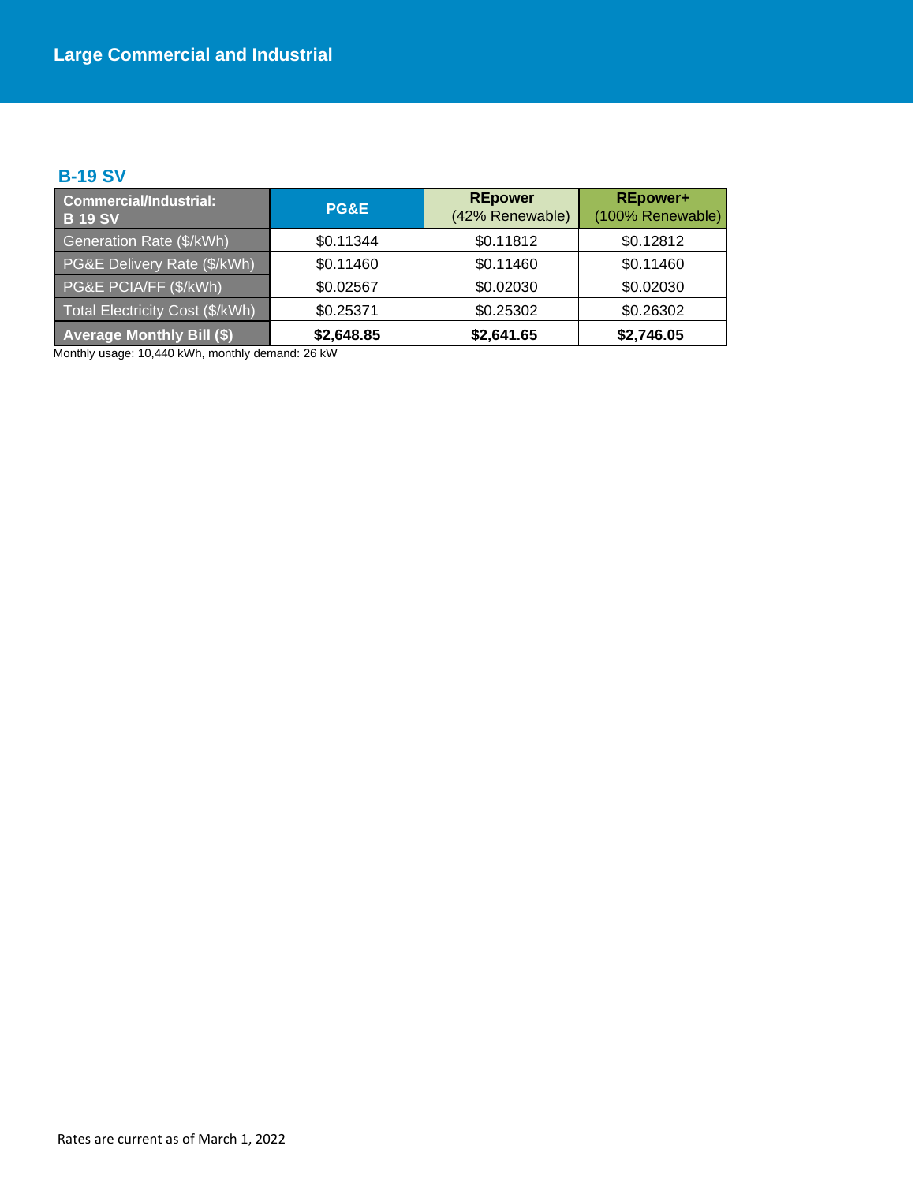# Large Commercial and Industrial

## B-19 SV

| **Commercial/Industrial: B 19 SV** | **PG&E** | **REpower** (42% Renewable) | **REpower+** (100% Renewable) |
|---|---|---|---|
| Generation Rate ($/kWh) | $0.11344 | $0.11812 | $0.12812 |
| PG&E Delivery Rate ($/kWh) | $0.11460 | $0.11460 | $0.11460 |
| PG&E PCIA/FF ($/kWh) | $0.02567 | $0.02030 | $0.02030 |
| Total Electricity Cost ($/kWh) | $0.25371 | $0.25302 | $0.26302 |
| **Average Monthly Bill ($)** | **$2,648.85** | **$2,641.65** | **$2,746.05** |

Monthly usage: 10,440 kWh, monthly demand: 26 kW

Rates are current as of March 1, 2022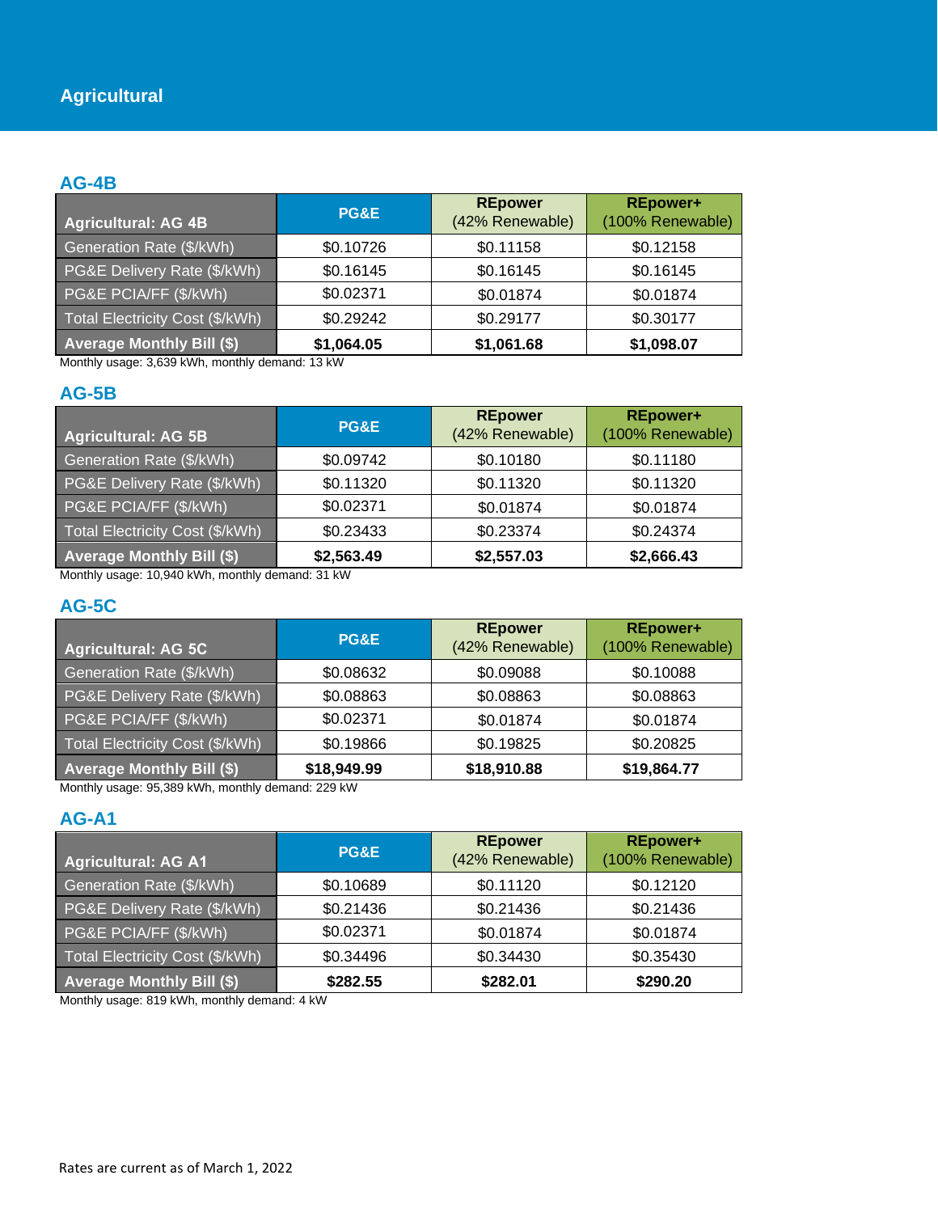# Agricultural

## AG-4B

| Agricultural: AG 4B | PG&E | REpower (42% Renewable) | REpower+ (100% Renewable) |
|---|---|---|---|
| Generation Rate ($/kWh) | $0.10726 | $0.11158 | $0.12158 |
| PG&E Delivery Rate ($/kWh) | $0.16145 | $0.16145 | $0.16145 |
| PG&E PCIA/FF ($/kWh) | $0.02371 | $0.01874 | $0.01874 |
| Total Electricity Cost ($/kWh) | $0.29242 | $0.29177 | $0.30177 |
| **Average Monthly Bill ($)** | **$1,064.05** | **$1,061.68** | **$1,098.07** |

Monthly usage: 3,639 kWh, monthly demand: 13 kW

## AG-5B

| Agricultural: AG 5B | PG&E | REpower (42% Renewable) | REpower+ (100% Renewable) |
|---|---|---|---|
| Generation Rate ($/kWh) | $0.09742 | $0.10180 | $0.11180 |
| PG&E Delivery Rate ($/kWh) | $0.11320 | $0.11320 | $0.11320 |
| PG&E PCIA/FF ($/kWh) | $0.02371 | $0.01874 | $0.01874 |
| Total Electricity Cost ($/kWh) | $0.23433 | $0.23374 | $0.24374 |
| **Average Monthly Bill ($)** | **$2,563.49** | **$2,557.03** | **$2,666.43** |

Monthly usage: 10,940 kWh, monthly demand: 31 kW

## AG-5C

| Agricultural: AG 5C | PG&E | REpower (42% Renewable) | REpower+ (100% Renewable) |
|---|---|---|---|
| Generation Rate ($/kWh) | $0.08632 | $0.09088 | $0.10088 |
| PG&E Delivery Rate ($/kWh) | $0.08863 | $0.08863 | $0.08863 |
| PG&E PCIA/FF ($/kWh) | $0.02371 | $0.01874 | $0.01874 |
| Total Electricity Cost ($/kWh) | $0.19866 | $0.19825 | $0.20825 |
| **Average Monthly Bill ($)** | **$18,949.99** | **$18,910.88** | **$19,864.77** |

Monthly usage: 95,389 kWh, monthly demand: 229 kW

## AG-A1

| Agricultural: AG A1 | PG&E | REpower (42% Renewable) | REpower+ (100% Renewable) |
|---|---|---|---|
| Generation Rate ($/kWh) | $0.10689 | $0.11120 | $0.12120 |
| PG&E Delivery Rate ($/kWh) | $0.21436 | $0.21436 | $0.21436 |
| PG&E PCIA/FF ($/kWh) | $0.02371 | $0.01874 | $0.01874 |
| Total Electricity Cost ($/kWh) | $0.34496 | $0.34430 | $0.35430 |
| **Average Monthly Bill ($)** | **$282.55** | **$282.01** | **$290.20** |

Monthly usage: 819 kWh, monthly demand: 4 kW

Rates are current as of March 1, 2022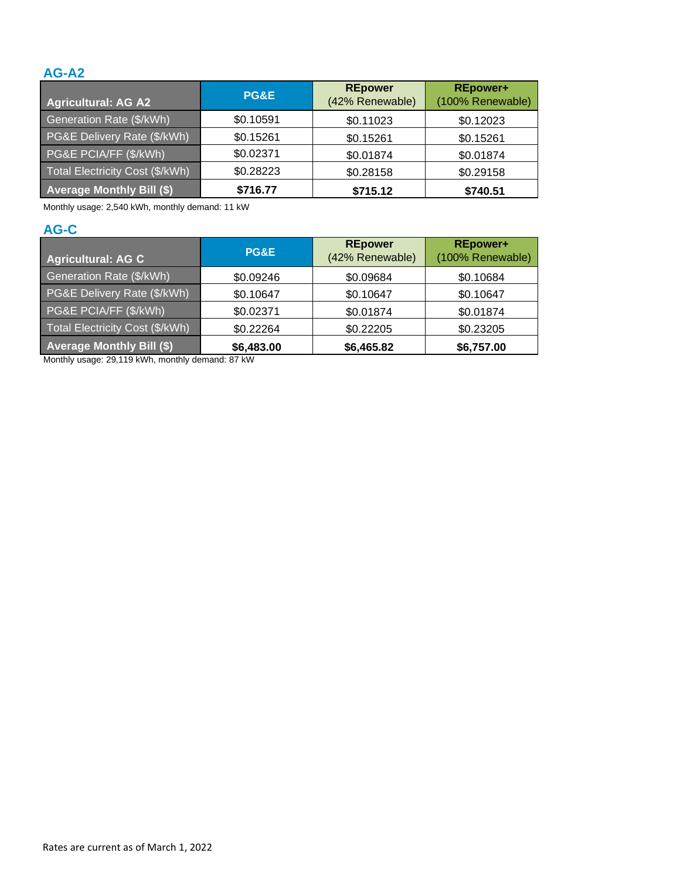## AG-A2

| Agricultural: AG A2 | PG&E | REpower (42% Renewable) | REpower+ (100% Renewable) |
|---|---|---|---|
| Generation Rate ($/kWh) | $0.10591 | $0.11023 | $0.12023 |
| PG&E Delivery Rate ($/kWh) | $0.15261 | $0.15261 | $0.15261 |
| PG&E PCIA/FF ($/kWh) | $0.02371 | $0.01874 | $0.01874 |
| Total Electricity Cost ($/kWh) | $0.28223 | $0.28158 | $0.29158 |
| **Average Monthly Bill ($)** | **$716.77** | **$715.12** | **$740.51** |

Monthly usage: 2,540 kWh, monthly demand: 11 kW

## AG-C

| Agricultural: AG C | PG&E | REpower (42% Renewable) | REpower+ (100% Renewable) |
|---|---|---|---|
| Generation Rate ($/kWh) | $0.09246 | $0.09684 | $0.10684 |
| PG&E Delivery Rate ($/kWh) | $0.10647 | $0.10647 | $0.10647 |
| PG&E PCIA/FF ($/kWh) | $0.02371 | $0.01874 | $0.01874 |
| Total Electricity Cost ($/kWh) | $0.22264 | $0.22205 | $0.23205 |
| **Average Monthly Bill ($)** | **$6,483.00** | **$6,465.82** | **$6,757.00** |

Monthly usage: 29,119 kWh, monthly demand: 87 kW

Rates are current as of March 1, 2022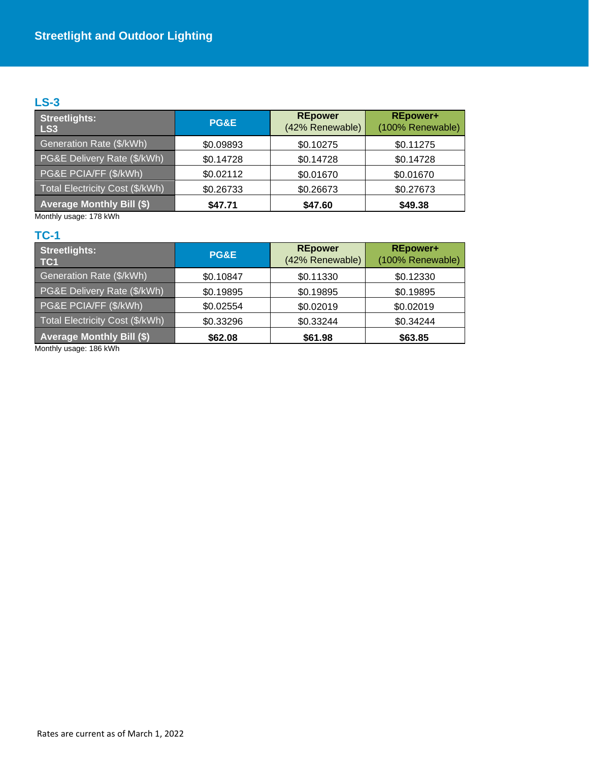# Streetlight and Outdoor Lighting

## LS-3

| Streetlights: LS3 | PG&E | REpower (42% Renewable) | REpower+ (100% Renewable) |
|---|---|---|---|
| Generation Rate ($/kWh) | $0.09893 | $0.10275 | $0.11275 |
| PG&E Delivery Rate ($/kWh) | $0.14728 | $0.14728 | $0.14728 |
| PG&E PCIA/FF ($/kWh) | $0.02112 | $0.01670 | $0.01670 |
| Total Electricity Cost ($/kWh) | $0.26733 | $0.26673 | $0.27673 |
| **Average Monthly Bill ($)** | **$47.71** | **$47.60** | **$49.38** |

Monthly usage: 178 kWh

## TC-1

| Streetlights: TC1 | PG&E | REpower (42% Renewable) | REpower+ (100% Renewable) |
|---|---|---|---|
| Generation Rate ($/kWh) | $0.10847 | $0.11330 | $0.12330 |
| PG&E Delivery Rate ($/kWh) | $0.19895 | $0.19895 | $0.19895 |
| PG&E PCIA/FF ($/kWh) | $0.02554 | $0.02019 | $0.02019 |
| Total Electricity Cost ($/kWh) | $0.33296 | $0.33244 | $0.34244 |
| **Average Monthly Bill ($)** | **$62.08** | **$61.98** | **$63.85** |

Monthly usage: 186 kWh

Rates are current as of March 1, 2022